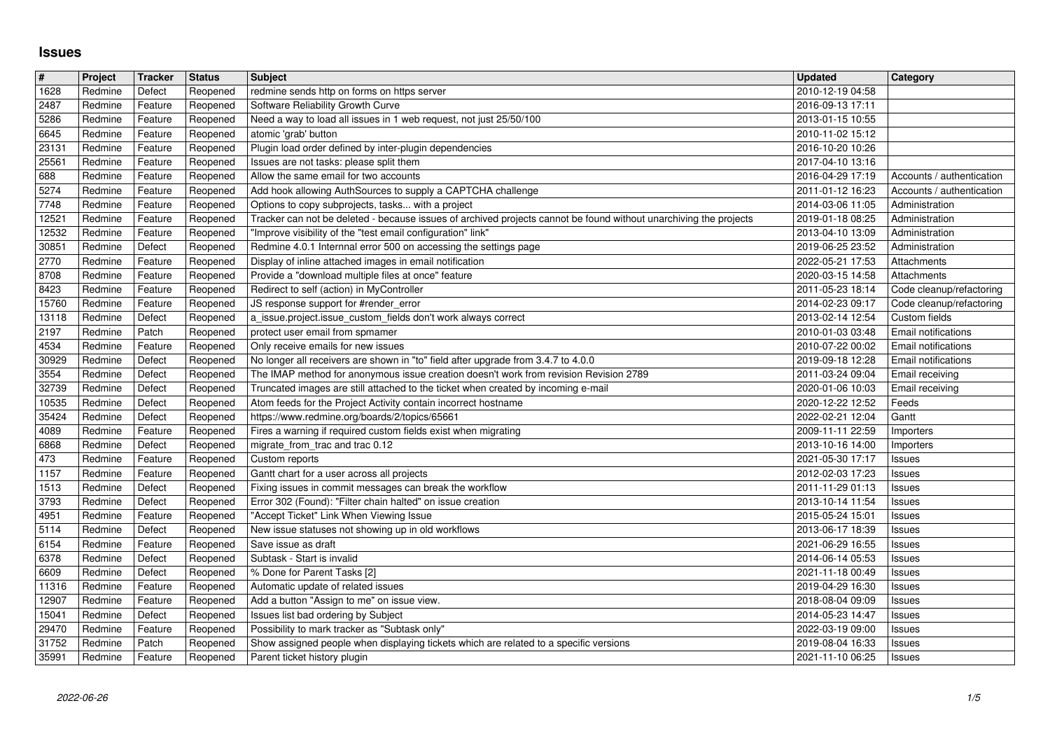# Issues

| # | Project | Tracker | Status | Subject | Updated | Category |
|---|---|---|---|---|---|---|
| 1628 | Redmine | Defect | Reopened | redmine sends http on forms on https server | 2010-12-19 04:58 | |
| 2487 | Redmine | Feature | Reopened | Software Reliability Growth Curve | 2016-09-13 17:11 | |
| 5286 | Redmine | Feature | Reopened | Need a way to load all issues in 1 web request, not just 25/50/100 | 2013-01-15 10:55 | |
| 6645 | Redmine | Feature | Reopened | atomic 'grab' button | 2010-11-02 15:12 | |
| 23131 | Redmine | Feature | Reopened | Plugin load order defined by inter-plugin dependencies | 2016-10-20 10:26 | |
| 25561 | Redmine | Feature | Reopened | Issues are not tasks: please split them | 2017-04-10 13:16 | |
| 688 | Redmine | Feature | Reopened | Allow the same email for two accounts | 2016-04-29 17:19 | Accounts / authentication |
| 5274 | Redmine | Feature | Reopened | Add hook allowing AuthSources to supply a CAPTCHA challenge | 2011-01-12 16:23 | Accounts / authentication |
| 7748 | Redmine | Feature | Reopened | Options to copy subprojects, tasks... with a project | 2014-03-06 11:05 | Administration |
| 12521 | Redmine | Feature | Reopened | Tracker can not be deleted - because issues of archived projects cannot be found without unarchiving the projects | 2019-01-18 08:25 | Administration |
| 12532 | Redmine | Feature | Reopened | "Improve visibility of the "test email configuration" link" | 2013-04-10 13:09 | Administration |
| 30851 | Redmine | Defect | Reopened | Redmine 4.0.1 Internnal error 500 on accessing the settings page | 2019-06-25 23:52 | Administration |
| 2770 | Redmine | Feature | Reopened | Display of inline attached images in email notification | 2022-05-21 17:53 | Attachments |
| 8708 | Redmine | Feature | Reopened | Provide a "download multiple files at once" feature | 2020-03-15 14:58 | Attachments |
| 8423 | Redmine | Feature | Reopened | Redirect to self (action) in MyController | 2011-05-23 18:14 | Code cleanup/refactoring |
| 15760 | Redmine | Feature | Reopened | JS response support for #render_error | 2014-02-23 09:17 | Code cleanup/refactoring |
| 13118 | Redmine | Defect | Reopened | a_issue.project.issue_custom_fields don't work always correct | 2013-02-14 12:54 | Custom fields |
| 2197 | Redmine | Patch | Reopened | protect user email from spmamer | 2010-01-03 03:48 | Email notifications |
| 4534 | Redmine | Feature | Reopened | Only receive emails for new issues | 2010-07-22 00:02 | Email notifications |
| 30929 | Redmine | Defect | Reopened | No longer all receivers are shown in "to" field after upgrade from 3.4.7 to 4.0.0 | 2019-09-18 12:28 | Email notifications |
| 3554 | Redmine | Defect | Reopened | The IMAP method for anonymous issue creation doesn't work from revision Revision 2789 | 2011-03-24 09:04 | Email receiving |
| 32739 | Redmine | Defect | Reopened | Truncated images are still attached to the ticket when created by incoming e-mail | 2020-01-06 10:03 | Email receiving |
| 10535 | Redmine | Defect | Reopened | Atom feeds for the Project Activity contain incorrect hostname | 2020-12-22 12:52 | Feeds |
| 35424 | Redmine | Defect | Reopened | https://www.redmine.org/boards/2/topics/65661 | 2022-02-21 12:04 | Gantt |
| 4089 | Redmine | Feature | Reopened | Fires a warning if required custom fields exist when migrating | 2009-11-11 22:59 | Importers |
| 6868 | Redmine | Defect | Reopened | migrate_from_trac and trac 0.12 | 2013-10-16 14:00 | Importers |
| 473 | Redmine | Feature | Reopened | Custom reports | 2021-05-30 17:17 | Issues |
| 1157 | Redmine | Feature | Reopened | Gantt chart for a user across all projects | 2012-02-03 17:23 | Issues |
| 1513 | Redmine | Defect | Reopened | Fixing issues in commit messages can break the workflow | 2011-11-29 01:13 | Issues |
| 3793 | Redmine | Defect | Reopened | Error 302 (Found): "Filter chain halted" on issue creation | 2013-10-14 11:54 | Issues |
| 4951 | Redmine | Feature | Reopened | "Accept Ticket" Link When Viewing Issue | 2015-05-24 15:01 | Issues |
| 5114 | Redmine | Defect | Reopened | New issue statuses not showing up in old workflows | 2013-06-17 18:39 | Issues |
| 6154 | Redmine | Feature | Reopened | Save issue as draft | 2021-06-29 16:55 | Issues |
| 6378 | Redmine | Defect | Reopened | Subtask - Start is invalid | 2014-06-14 05:53 | Issues |
| 6609 | Redmine | Defect | Reopened | % Done for Parent Tasks [2] | 2021-11-18 00:49 | Issues |
| 11316 | Redmine | Feature | Reopened | Automatic update of related issues | 2019-04-29 16:30 | Issues |
| 12907 | Redmine | Feature | Reopened | Add a button "Assign to me" on issue view. | 2018-08-04 09:09 | Issues |
| 15041 | Redmine | Defect | Reopened | Issues list bad ordering by Subject | 2014-05-23 14:47 | Issues |
| 29470 | Redmine | Feature | Reopened | Possibility to mark tracker as "Subtask only" | 2022-03-19 09:00 | Issues |
| 31752 | Redmine | Patch | Reopened | Show assigned people when displaying tickets which are related to a specific versions | 2019-08-04 16:33 | Issues |
| 35991 | Redmine | Feature | Reopened | Parent ticket history plugin | 2021-11-10 06:25 | Issues |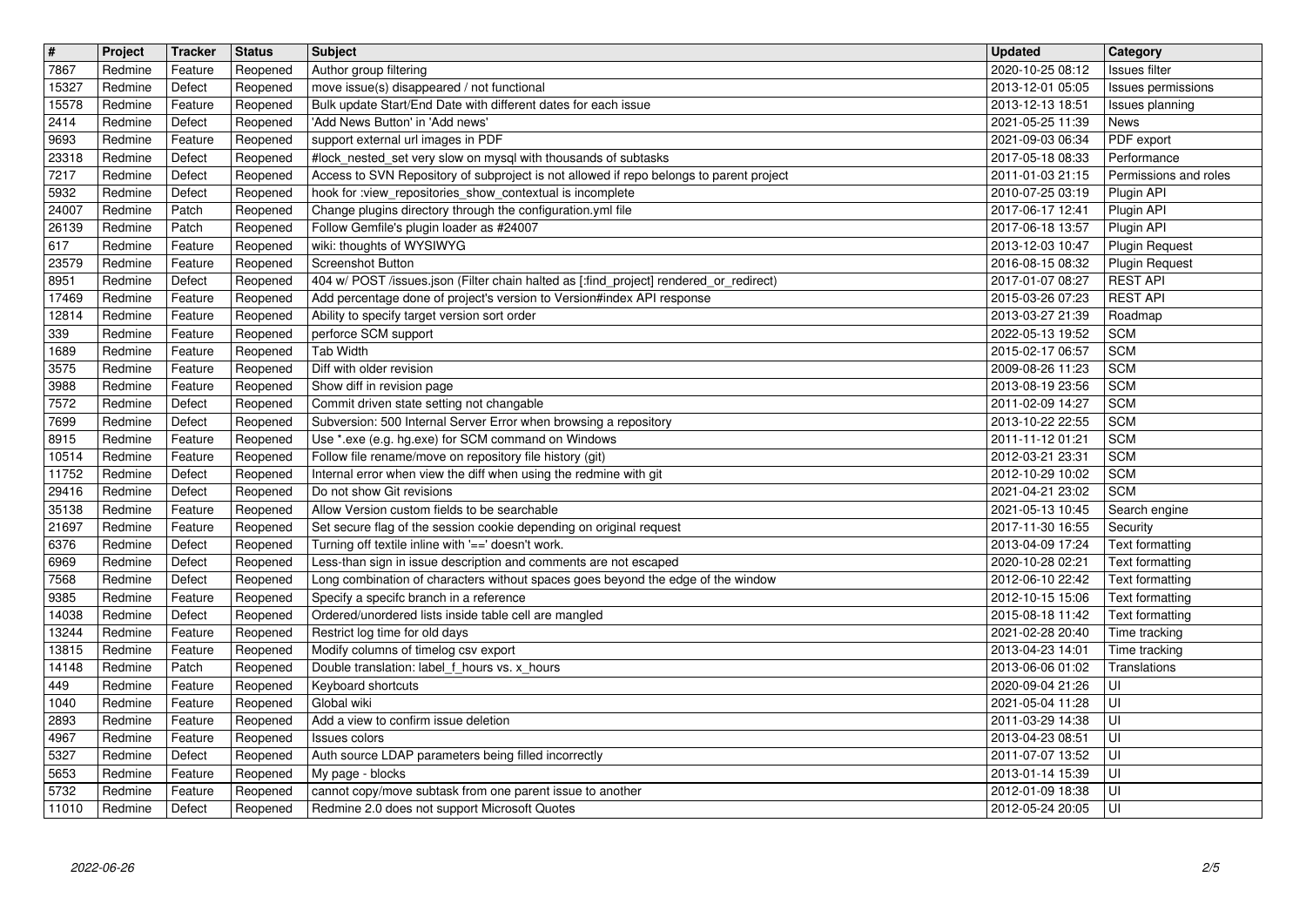| # | Project | Tracker | Status | Subject | Updated | Category |
|---|---|---|---|---|---|---|
| 7867 | Redmine | Feature | Reopened | Author group filtering | 2020-10-25 08:12 | Issues filter |
| 15327 | Redmine | Defect | Reopened | move issue(s) disappeared / not functional | 2013-12-01 05:05 | Issues permissions |
| 15578 | Redmine | Feature | Reopened | Bulk update Start/End Date with different dates for each issue | 2013-12-13 18:51 | Issues planning |
| 2414 | Redmine | Defect | Reopened | 'Add News Button' in 'Add news' | 2021-05-25 11:39 | News |
| 9693 | Redmine | Feature | Reopened | support external url images in PDF | 2021-09-03 06:34 | PDF export |
| 23318 | Redmine | Defect | Reopened | #lock_nested_set very slow on mysql with thousands of subtasks | 2017-05-18 08:33 | Performance |
| 7217 | Redmine | Defect | Reopened | Access to SVN Repository of subproject is not allowed if repo belongs to parent project | 2011-01-03 21:15 | Permissions and roles |
| 5932 | Redmine | Defect | Reopened | hook for :view_repositories_show_contextual is incomplete | 2010-07-25 03:19 | Plugin API |
| 24007 | Redmine | Patch | Reopened | Change plugins directory through the configuration.yml file | 2017-06-17 12:41 | Plugin API |
| 26139 | Redmine | Patch | Reopened | Follow Gemfile's plugin loader as #24007 | 2017-06-18 13:57 | Plugin API |
| 617 | Redmine | Feature | Reopened | wiki: thoughts of WYSIWYG | 2013-12-03 10:47 | Plugin Request |
| 23579 | Redmine | Feature | Reopened | Screenshot Button | 2016-08-15 08:32 | Plugin Request |
| 8951 | Redmine | Defect | Reopened | 404 w/ POST /issues.json (Filter chain halted as [:find_project] rendered_or_redirect) | 2017-01-07 08:27 | REST API |
| 17469 | Redmine | Feature | Reopened | Add percentage done of project's version to Version#index API response | 2015-03-26 07:23 | REST API |
| 12814 | Redmine | Feature | Reopened | Ability to specify target version sort order | 2013-03-27 21:39 | Roadmap |
| 339 | Redmine | Feature | Reopened | perforce SCM support | 2022-05-13 19:52 | SCM |
| 1689 | Redmine | Feature | Reopened | Tab Width | 2015-02-17 06:57 | SCM |
| 3575 | Redmine | Feature | Reopened | Diff with older revision | 2009-08-26 11:23 | SCM |
| 3988 | Redmine | Feature | Reopened | Show diff in revision page | 2013-08-19 23:56 | SCM |
| 7572 | Redmine | Defect | Reopened | Commit driven state setting not changable | 2011-02-09 14:27 | SCM |
| 7699 | Redmine | Defect | Reopened | Subversion: 500 Internal Server Error when browsing a repository | 2013-10-22 22:55 | SCM |
| 8915 | Redmine | Feature | Reopened | Use *.exe (e.g. hg.exe) for SCM command on Windows | 2011-11-12 01:21 | SCM |
| 10514 | Redmine | Feature | Reopened | Follow file rename/move on repository file history (git) | 2012-03-21 23:31 | SCM |
| 11752 | Redmine | Defect | Reopened | Internal error when view the diff when using the redmine with git | 2012-10-29 10:02 | SCM |
| 29416 | Redmine | Defect | Reopened | Do not show Git revisions | 2021-04-21 23:02 | SCM |
| 35138 | Redmine | Feature | Reopened | Allow Version custom fields to be searchable | 2021-05-13 10:45 | Search engine |
| 21697 | Redmine | Feature | Reopened | Set secure flag of the session cookie depending on original request | 2017-11-30 16:55 | Security |
| 6376 | Redmine | Defect | Reopened | Turning off textile inline with '==' doesn't work. | 2013-04-09 17:24 | Text formatting |
| 6969 | Redmine | Defect | Reopened | Less-than sign in issue description and comments are not escaped | 2020-10-28 02:21 | Text formatting |
| 7568 | Redmine | Defect | Reopened | Long combination of characters without spaces goes beyond the edge of the window | 2012-06-10 22:42 | Text formatting |
| 9385 | Redmine | Feature | Reopened | Specify a specifc branch in a reference | 2012-10-15 15:06 | Text formatting |
| 14038 | Redmine | Defect | Reopened | Ordered/unordered lists inside table cell are mangled | 2015-08-18 11:42 | Text formatting |
| 13244 | Redmine | Feature | Reopened | Restrict log time for old days | 2021-02-28 20:40 | Time tracking |
| 13815 | Redmine | Feature | Reopened | Modify columns of timelog csv export | 2013-04-23 14:01 | Time tracking |
| 14148 | Redmine | Patch | Reopened | Double translation: label_f_hours vs. x_hours | 2013-06-06 01:02 | Translations |
| 449 | Redmine | Feature | Reopened | Keyboard shortcuts | 2020-09-04 21:26 | UI |
| 1040 | Redmine | Feature | Reopened | Global wiki | 2021-05-04 11:28 | UI |
| 2893 | Redmine | Feature | Reopened | Add a view to confirm issue deletion | 2011-03-29 14:38 | UI |
| 4967 | Redmine | Feature | Reopened | Issues colors | 2013-04-23 08:51 | UI |
| 5327 | Redmine | Defect | Reopened | Auth source LDAP parameters being filled incorrectly | 2011-07-07 13:52 | UI |
| 5653 | Redmine | Feature | Reopened | My page - blocks | 2013-01-14 15:39 | UI |
| 5732 | Redmine | Feature | Reopened | cannot copy/move subtask from one parent issue to another | 2012-01-09 18:38 | UI |
| 11010 | Redmine | Defect | Reopened | Redmine 2.0 does not support Microsoft Quotes | 2012-05-24 20:05 | UI |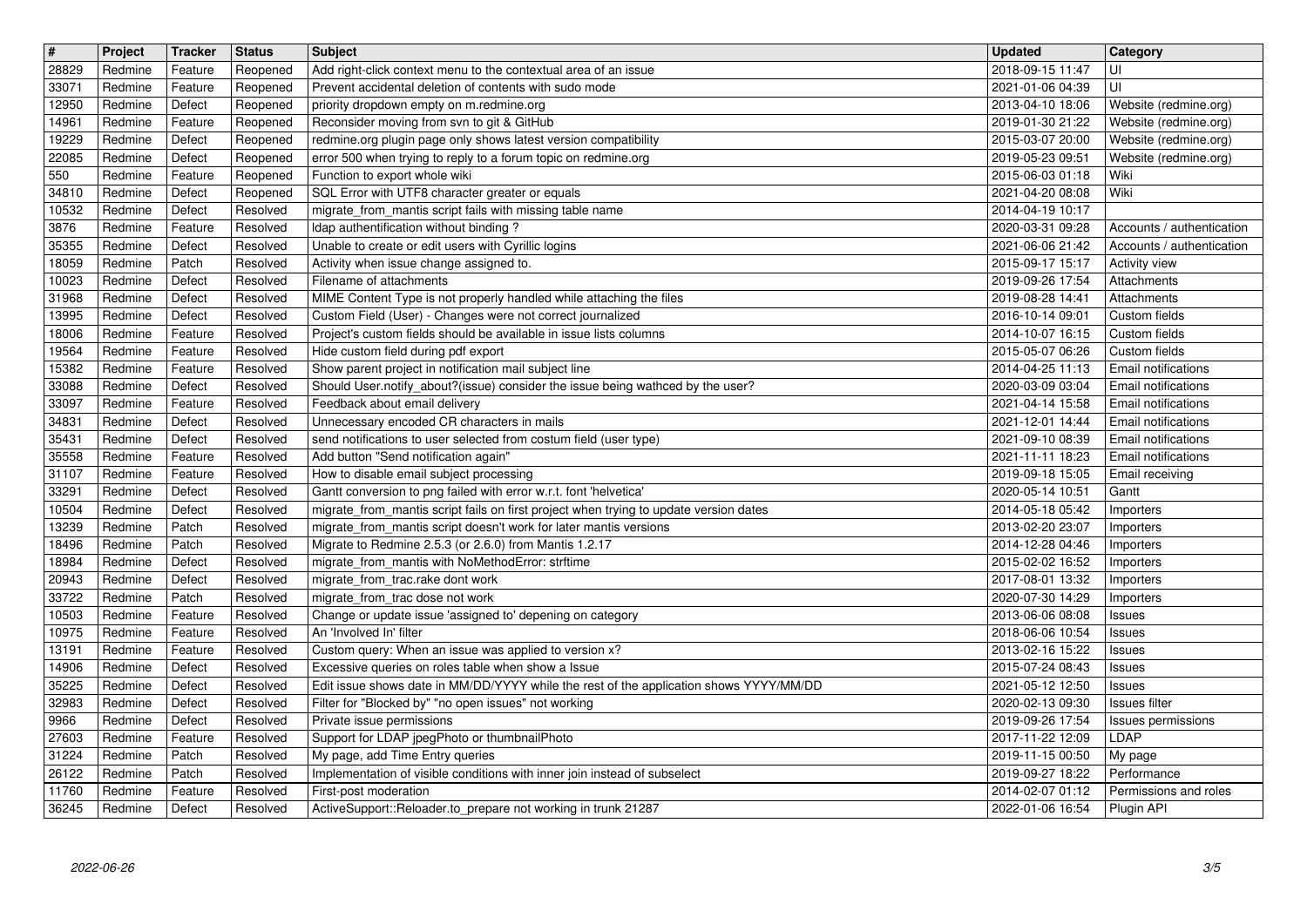| # | Project | Tracker | Status | Subject | Updated | Category |
|---|---|---|---|---|---|---|
| 28829 | Redmine | Feature | Reopened | Add right-click context menu to the contextual area of an issue | 2018-09-15 11:47 | UI |
| 33071 | Redmine | Feature | Reopened | Prevent accidental deletion of contents with sudo mode | 2021-01-06 04:39 | UI |
| 12950 | Redmine | Defect | Reopened | priority dropdown empty on m.redmine.org | 2013-04-10 18:06 | Website (redmine.org) |
| 14961 | Redmine | Feature | Reopened | Reconsider moving from svn to git & GitHub | 2019-01-30 21:22 | Website (redmine.org) |
| 19229 | Redmine | Defect | Reopened | redmine.org plugin page only shows latest version compatibility | 2015-03-07 20:00 | Website (redmine.org) |
| 22085 | Redmine | Defect | Reopened | error 500 when trying to reply to a forum topic on redmine.org | 2019-05-23 09:51 | Website (redmine.org) |
| 550 | Redmine | Feature | Reopened | Function to export whole wiki | 2015-06-03 01:18 | Wiki |
| 34810 | Redmine | Defect | Reopened | SQL Error with UTF8 character greater or equals | 2021-04-20 08:08 | Wiki |
| 10532 | Redmine | Defect | Resolved | migrate_from_mantis script fails with missing table name | 2014-04-19 10:17 | |
| 3876 | Redmine | Feature | Resolved | ldap authentification without binding ? | 2020-03-31 09:28 | Accounts / authentication |
| 35355 | Redmine | Defect | Resolved | Unable to create or edit users with Cyrillic logins | 2021-06-06 21:42 | Accounts / authentication |
| 18059 | Redmine | Patch | Resolved | Activity when issue change assigned to. | 2015-09-17 15:17 | Activity view |
| 10023 | Redmine | Defect | Resolved | Filename of attachments | 2019-09-26 17:54 | Attachments |
| 31968 | Redmine | Defect | Resolved | MIME Content Type is not properly handled while attaching the files | 2019-08-28 14:41 | Attachments |
| 13995 | Redmine | Defect | Resolved | Custom Field (User) - Changes were not correct journalized | 2016-10-14 09:01 | Custom fields |
| 18006 | Redmine | Feature | Resolved | Project's custom fields should be available in issue lists columns | 2014-10-07 16:15 | Custom fields |
| 19564 | Redmine | Feature | Resolved | Hide custom field during pdf export | 2015-05-07 06:26 | Custom fields |
| 15382 | Redmine | Feature | Resolved | Show parent project in notification mail subject line | 2014-04-25 11:13 | Email notifications |
| 33088 | Redmine | Defect | Resolved | Should User.notify_about?(issue) consider the issue being wathced by the user? | 2020-03-09 03:04 | Email notifications |
| 33097 | Redmine | Feature | Resolved | Feedback about email delivery | 2021-04-14 15:58 | Email notifications |
| 34831 | Redmine | Defect | Resolved | Unnecessary encoded CR characters in mails | 2021-12-01 14:44 | Email notifications |
| 35431 | Redmine | Defect | Resolved | send notifications to user selected from costum field (user type) | 2021-09-10 08:39 | Email notifications |
| 35558 | Redmine | Feature | Resolved | Add button "Send notification again" | 2021-11-11 18:23 | Email notifications |
| 31107 | Redmine | Feature | Resolved | How to disable email subject processing | 2019-09-18 15:05 | Email receiving |
| 33291 | Redmine | Defect | Resolved | Gantt conversion to png failed with error w.r.t. font 'helvetica' | 2020-05-14 10:51 | Gantt |
| 10504 | Redmine | Defect | Resolved | migrate_from_mantis script fails on first project when trying to update version dates | 2014-05-18 05:42 | Importers |
| 13239 | Redmine | Patch | Resolved | migrate_from_mantis script doesn't work for later mantis versions | 2013-02-20 23:07 | Importers |
| 18496 | Redmine | Patch | Resolved | Migrate to Redmine 2.5.3 (or 2.6.0) from Mantis 1.2.17 | 2014-12-28 04:46 | Importers |
| 18984 | Redmine | Defect | Resolved | migrate_from_mantis with NoMethodError: strftime | 2015-02-02 16:52 | Importers |
| 20943 | Redmine | Defect | Resolved | migrate_from_trac.rake dont work | 2017-08-01 13:32 | Importers |
| 33722 | Redmine | Patch | Resolved | migrate_from_trac dose not work | 2020-07-30 14:29 | Importers |
| 10503 | Redmine | Feature | Resolved | Change or update issue 'assigned to' depening on category | 2013-06-06 08:08 | Issues |
| 10975 | Redmine | Feature | Resolved | An 'Involved In' filter | 2018-06-06 10:54 | Issues |
| 13191 | Redmine | Feature | Resolved | Custom query: When an issue was applied to version x? | 2013-02-16 15:22 | Issues |
| 14906 | Redmine | Defect | Resolved | Excessive queries on roles table when show a Issue | 2015-07-24 08:43 | Issues |
| 35225 | Redmine | Defect | Resolved | Edit issue shows date in MM/DD/YYYY while the rest of the application shows YYYY/MM/DD | 2021-05-12 12:50 | Issues |
| 32983 | Redmine | Defect | Resolved | Filter for "Blocked by" "no open issues" not working | 2020-02-13 09:30 | Issues filter |
| 9966 | Redmine | Defect | Resolved | Private issue permissions | 2019-09-26 17:54 | Issues permissions |
| 27603 | Redmine | Feature | Resolved | Support for LDAP jpegPhoto or thumbnailPhoto | 2017-11-22 12:09 | LDAP |
| 31224 | Redmine | Patch | Resolved | My page, add Time Entry queries | 2019-11-15 00:50 | My page |
| 26122 | Redmine | Patch | Resolved | Implementation of visible conditions with inner join instead of subselect | 2019-09-27 18:22 | Performance |
| 11760 | Redmine | Feature | Resolved | First-post moderation | 2014-02-07 01:12 | Permissions and roles |
| 36245 | Redmine | Defect | Resolved | ActiveSupport::Reloader.to_prepare not working in trunk 21287 | 2022-01-06 16:54 | Plugin API |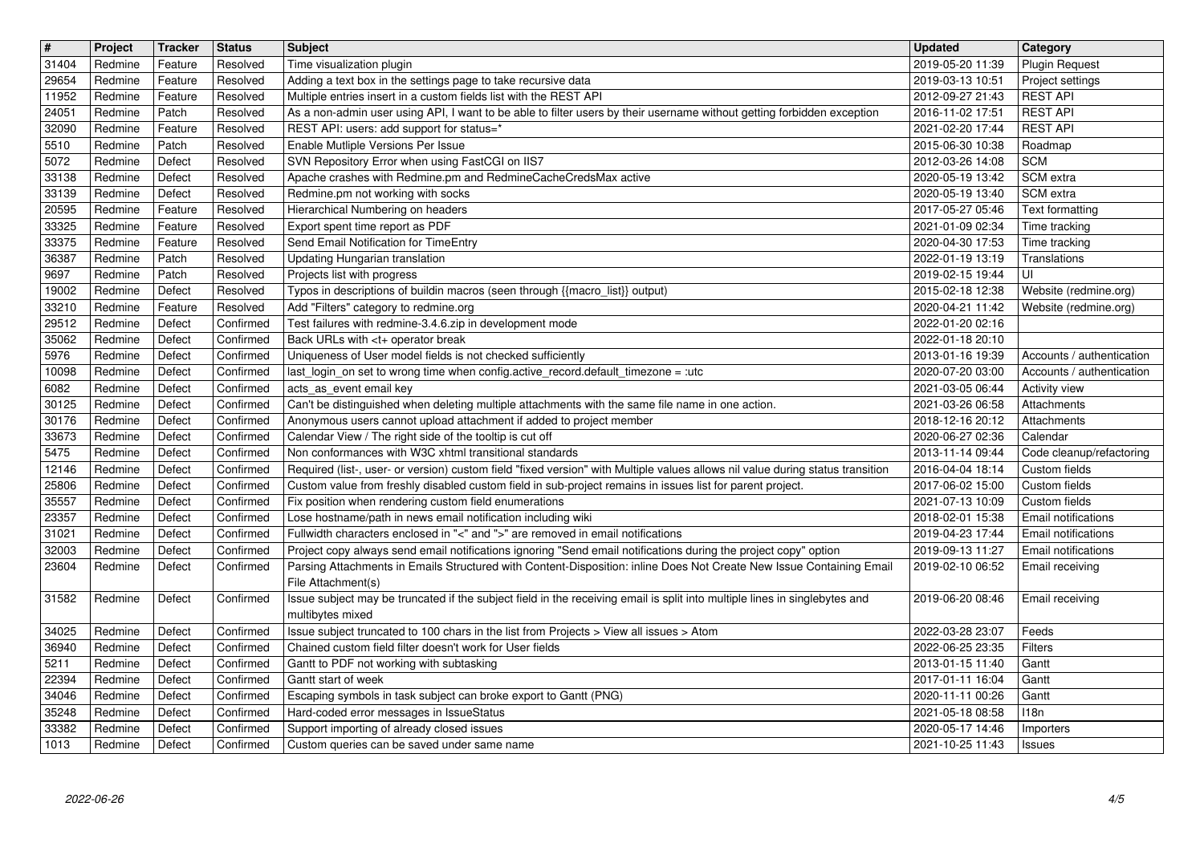| # | Project | Tracker | Status | Subject | Updated | Category |
|---|---|---|---|---|---|---|
| 31404 | Redmine | Feature | Resolved | Time visualization plugin | 2019-05-20 11:39 | Plugin Request |
| 29654 | Redmine | Feature | Resolved | Adding a text box in the settings page to take recursive data | 2019-03-13 10:51 | Project settings |
| 11952 | Redmine | Feature | Resolved | Multiple entries insert in a custom fields list with the REST API | 2012-09-27 21:43 | REST API |
| 24051 | Redmine | Patch | Resolved | As a non-admin user using API, I want to be able to filter users by their username without getting forbidden exception | 2016-11-02 17:51 | REST API |
| 32090 | Redmine | Feature | Resolved | REST API: users: add support for status=* | 2021-02-20 17:44 | REST API |
| 5510 | Redmine | Patch | Resolved | Enable Mutliple Versions Per Issue | 2015-06-30 10:38 | Roadmap |
| 5072 | Redmine | Defect | Resolved | SVN Repository Error when using FastCGI on IIS7 | 2012-03-26 14:08 | SCM |
| 33138 | Redmine | Defect | Resolved | Apache crashes with Redmine.pm and RedmineCacheCredsMax active | 2020-05-19 13:42 | SCM extra |
| 33139 | Redmine | Defect | Resolved | Redmine.pm not working with socks | 2020-05-19 13:40 | SCM extra |
| 20595 | Redmine | Feature | Resolved | Hierarchical Numbering on headers | 2017-05-27 05:46 | Text formatting |
| 33325 | Redmine | Feature | Resolved | Export spent time report as PDF | 2021-01-09 02:34 | Time tracking |
| 33375 | Redmine | Feature | Resolved | Send Email Notification for TimeEntry | 2020-04-30 17:53 | Time tracking |
| 36387 | Redmine | Patch | Resolved | Updating Hungarian translation | 2022-01-19 13:19 | Translations |
| 9697 | Redmine | Patch | Resolved | Projects list with progress | 2019-02-15 19:44 | UI |
| 19002 | Redmine | Defect | Resolved | Typos in descriptions of buildin macros (seen through {{macro_list}} output) | 2015-02-18 12:38 | Website (redmine.org) |
| 33210 | Redmine | Feature | Resolved | Add "Filters" category to redmine.org | 2020-04-21 11:42 | Website (redmine.org) |
| 29512 | Redmine | Defect | Confirmed | Test failures with redmine-3.4.6.zip in development mode | 2022-01-20 02:16 | |
| 35062 | Redmine | Defect | Confirmed | Back URLs with <t+ operator break | 2022-01-18 20:10 | |
| 5976 | Redmine | Defect | Confirmed | Uniqueness of User model fields is not checked sufficiently | 2013-01-16 19:39 | Accounts / authentication |
| 10098 | Redmine | Defect | Confirmed | last_login_on set to wrong time when config.active_record.default_timezone = :utc | 2020-07-20 03:00 | Accounts / authentication |
| 6082 | Redmine | Defect | Confirmed | acts_as_event email key | 2021-03-05 06:44 | Activity view |
| 30125 | Redmine | Defect | Confirmed | Can't be distinguished when deleting multiple attachments with the same file name in one action. | 2021-03-26 06:58 | Attachments |
| 30176 | Redmine | Defect | Confirmed | Anonymous users cannot upload attachment if added to project member | 2018-12-16 20:12 | Attachments |
| 33673 | Redmine | Defect | Confirmed | Calendar View / The right side of the tooltip is cut off | 2020-06-27 02:36 | Calendar |
| 5475 | Redmine | Defect | Confirmed | Non conformances with W3C xhtml transitional standards | 2013-11-14 09:44 | Code cleanup/refactoring |
| 12146 | Redmine | Defect | Confirmed | Required (list-, user- or version) custom field "fixed version" with Multiple values allows nil value during status transition | 2016-04-04 18:14 | Custom fields |
| 25806 | Redmine | Defect | Confirmed | Custom value from freshly disabled custom field in sub-project remains in issues list for parent project. | 2017-06-02 15:00 | Custom fields |
| 35557 | Redmine | Defect | Confirmed | Fix position when rendering custom field enumerations | 2021-07-13 10:09 | Custom fields |
| 23357 | Redmine | Defect | Confirmed | Lose hostname/path in news email notification including wiki | 2018-02-01 15:38 | Email notifications |
| 31021 | Redmine | Defect | Confirmed | Fullwidth characters enclosed in "<" and ">" are removed in email notifications | 2019-04-23 17:44 | Email notifications |
| 32003 | Redmine | Defect | Confirmed | Project copy always send email notifications ignoring "Send email notifications during the project copy" option | 2019-09-13 11:27 | Email notifications |
| 23604 | Redmine | Defect | Confirmed | Parsing Attachments in Emails Structured with Content-Disposition: inline Does Not Create New Issue Containing Email File Attachment(s) | 2019-02-10 06:52 | Email receiving |
| 31582 | Redmine | Defect | Confirmed | Issue subject may be truncated if the subject field in the receiving email is split into multiple lines in singlebytes and multibytes mixed | 2019-06-20 08:46 | Email receiving |
| 34025 | Redmine | Defect | Confirmed | Issue subject truncated to 100 chars in the list from Projects > View all issues > Atom | 2022-03-28 23:07 | Feeds |
| 36940 | Redmine | Defect | Confirmed | Chained custom field filter doesn't work for User fields | 2022-06-25 23:35 | Filters |
| 5211 | Redmine | Defect | Confirmed | Gantt to PDF not working with subtasking | 2013-01-15 11:40 | Gantt |
| 22394 | Redmine | Defect | Confirmed | Gantt start of week | 2017-01-11 16:04 | Gantt |
| 34046 | Redmine | Defect | Confirmed | Escaping symbols in task subject can broke export to Gantt (PNG) | 2020-11-11 00:26 | Gantt |
| 35248 | Redmine | Defect | Confirmed | Hard-coded error messages in IssueStatus | 2021-05-18 08:58 | I18n |
| 33382 | Redmine | Defect | Confirmed | Support importing of already closed issues | 2020-05-17 14:46 | Importers |
| 1013 | Redmine | Defect | Confirmed | Custom queries can be saved under same name | 2021-10-25 11:43 | Issues |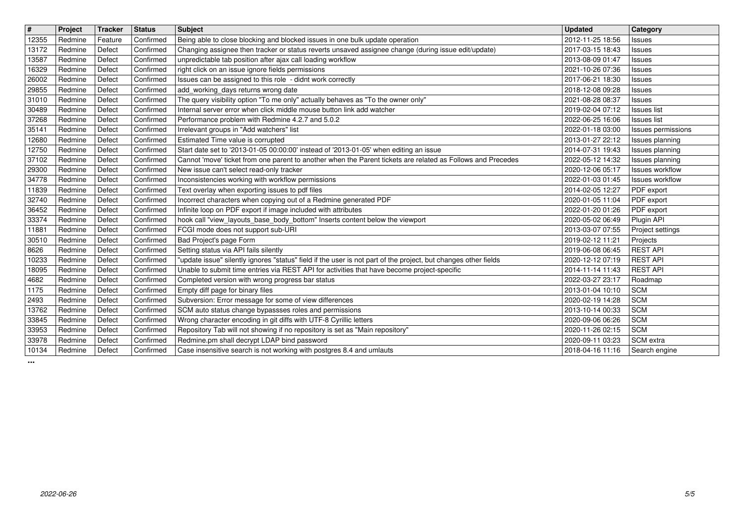| # | Project | Tracker | Status | Subject | Updated | Category |
|---|---|---|---|---|---|---|
| 12355 | Redmine | Feature | Confirmed | Being able to close blocking and blocked issues in one bulk update operation | 2012-11-25 18:56 | Issues |
| 13172 | Redmine | Defect | Confirmed | Changing assignee then tracker or status reverts unsaved assignee change (during issue edit/update) | 2017-03-15 18:43 | Issues |
| 13587 | Redmine | Defect | Confirmed | unpredictable tab position after ajax call loading workflow | 2013-08-09 01:47 | Issues |
| 16329 | Redmine | Defect | Confirmed | right click on an issue ignore fields permissions | 2021-10-26 07:36 | Issues |
| 26002 | Redmine | Defect | Confirmed | Issues can be assigned to this role - didnt work correctly | 2017-06-21 18:30 | Issues |
| 29855 | Redmine | Defect | Confirmed | add_working_days returns wrong date | 2018-12-08 09:28 | Issues |
| 31010 | Redmine | Defect | Confirmed | The query visibility option "To me only" actually behaves as "To the owner only" | 2021-08-28 08:37 | Issues |
| 30489 | Redmine | Defect | Confirmed | Internal server error when click middle mouse button link add watcher | 2019-02-04 07:12 | Issues list |
| 37268 | Redmine | Defect | Confirmed | Performance problem with Redmine 4.2.7 and 5.0.2 | 2022-06-25 16:06 | Issues list |
| 35141 | Redmine | Defect | Confirmed | Irrelevant groups in "Add watchers" list | 2022-01-18 03:00 | Issues permissions |
| 12680 | Redmine | Defect | Confirmed | Estimated Time value is corrupted | 2013-01-27 22:12 | Issues planning |
| 12750 | Redmine | Defect | Confirmed | Start date set to '2013-01-05 00:00:00' instead of '2013-01-05' when editing an issue | 2014-07-31 19:43 | Issues planning |
| 37102 | Redmine | Defect | Confirmed | Cannot 'move' ticket from one parent to another when the Parent tickets are related as Follows and Precedes | 2022-05-12 14:32 | Issues planning |
| 29300 | Redmine | Defect | Confirmed | New issue can't select read-only tracker | 2020-12-06 05:17 | Issues workflow |
| 34778 | Redmine | Defect | Confirmed | Inconsistencies working with workflow permissions | 2022-01-03 01:45 | Issues workflow |
| 11839 | Redmine | Defect | Confirmed | Text overlay when exporting issues to pdf files | 2014-02-05 12:27 | PDF export |
| 32740 | Redmine | Defect | Confirmed | Incorrect characters when copying out of a Redmine generated PDF | 2020-01-05 11:04 | PDF export |
| 36452 | Redmine | Defect | Confirmed | Infinite loop on PDF export if image included with attributes | 2022-01-20 01:26 | PDF export |
| 33374 | Redmine | Defect | Confirmed | hook call "view_layouts_base_body_bottom" Inserts content below the viewport | 2020-05-02 06:49 | Plugin API |
| 11881 | Redmine | Defect | Confirmed | FCGI mode does not support sub-URI | 2013-03-07 07:55 | Project settings |
| 30510 | Redmine | Defect | Confirmed | Bad Project's page Form | 2019-02-12 11:21 | Projects |
| 8626 | Redmine | Defect | Confirmed | Setting status via API fails silently | 2019-06-08 06:45 | REST API |
| 10233 | Redmine | Defect | Confirmed | "update issue" silently ignores "status" field if the user is not part of the project, but changes other fields | 2020-12-12 07:19 | REST API |
| 18095 | Redmine | Defect | Confirmed | Unable to submit time entries via REST API for activities that have become project-specific | 2014-11-14 11:43 | REST API |
| 4682 | Redmine | Defect | Confirmed | Completed version with wrong progress bar status | 2022-03-27 23:17 | Roadmap |
| 1175 | Redmine | Defect | Confirmed | Empty diff page for binary files | 2013-01-04 10:10 | SCM |
| 2493 | Redmine | Defect | Confirmed | Subversion: Error message for some of view differences | 2020-02-19 14:28 | SCM |
| 13762 | Redmine | Defect | Confirmed | SCM auto status change bypassses roles and permissions | 2013-10-14 00:33 | SCM |
| 33845 | Redmine | Defect | Confirmed | Wrong character encoding in git diffs with UTF-8 Cyrillic letters | 2020-09-06 06:26 | SCM |
| 33953 | Redmine | Defect | Confirmed | Repository Tab will not showing if no repository is set as "Main repository" | 2020-11-26 02:15 | SCM |
| 33978 | Redmine | Defect | Confirmed | Redmine.pm shall decrypt LDAP bind password | 2020-09-11 03:23 | SCM extra |
| 10134 | Redmine | Defect | Confirmed | Case insensitive search is not working with postgres 8.4 and umlauts | 2018-04-16 11:16 | Search engine |

...